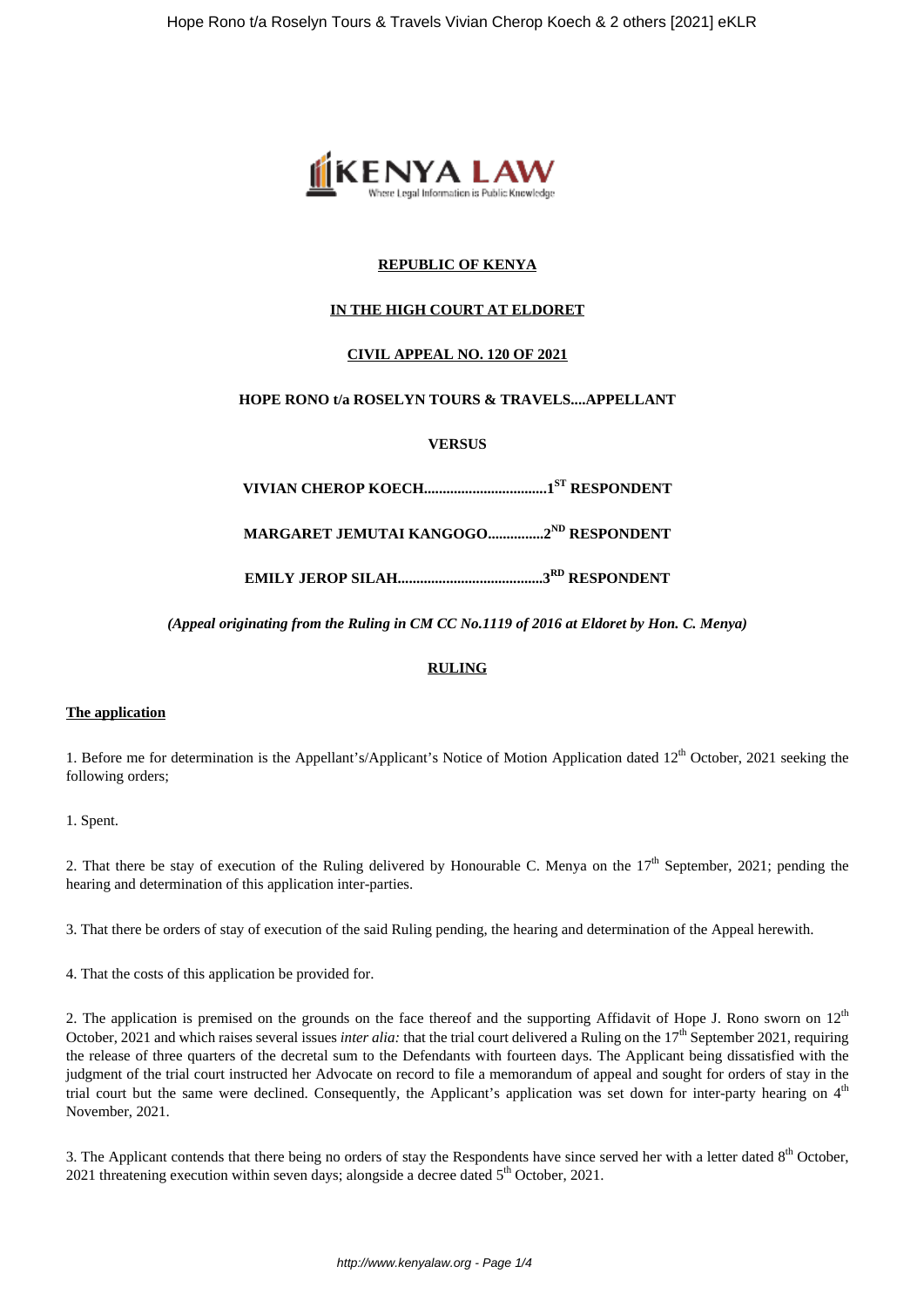**REPUBLIC OF KENYA**

**IN THE HIGH COURT AT ELDORET**

**CIVIL APPEAL NO. 120 OF 2021**

**HOPE RONO t/a ROSELYN TOURS & TRAVELS....APPELLANT**

**VERSUS**

**VIVIAN CHEROP KOECH.................................1ST RESPONDENT**

**MARGARET JEMUTAI KANGOGO...............2ND RESPONDENT**

**EMILY JEROP SILAH.......................................3RD RESPONDENT**

***(Appeal originating from the Ruling in CM CC No.1119 of 2016 at Eldoret by Hon. C. Menya)***

**RULING**

**The application**

1. Before me for determination is the Appellant's/Applicant's Notice of Motion Application dated 12th October, 2021 seeking the following orders;

1. Spent.

2. That there be stay of execution of the Ruling delivered by Honourable C. Menya on the 17th September, 2021; pending the hearing and determination of this application inter-parties.

3. That there be orders of stay of execution of the said Ruling pending, the hearing and determination of the Appeal herewith.

4. That the costs of this application be provided for.

2. The application is premised on the grounds on the face thereof and the supporting Affidavit of Hope J. Rono sworn on 12th October, 2021 and which raises several issues *inter alia:* that the trial court delivered a Ruling on the 17th September 2021, requiring the release of three quarters of the decretal sum to the Defendants with fourteen days. The Applicant being dissatisfied with the judgment of the trial court instructed her Advocate on record to file a memorandum of appeal and sought for orders of stay in the trial court but the same were declined. Consequently, the Applicant's application was set down for inter-party hearing on 4th November, 2021.

3. The Applicant contends that there being no orders of stay the Respondents have since served her with a letter dated 8th October, 2021 threatening execution within seven days; alongside a decree dated 5th October, 2021.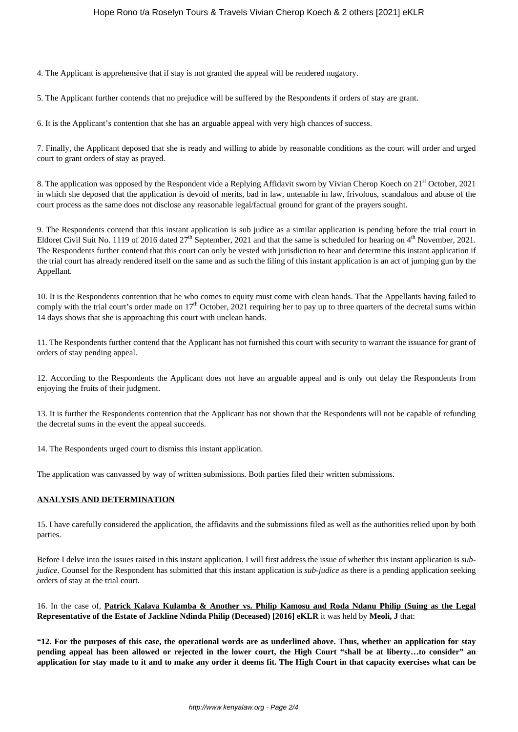4. The Applicant is apprehensive that if stay is not granted the appeal will be rendered nugatory.

5. The Applicant further contends that no prejudice will be suffered by the Respondents if orders of stay are grant.

6. It is the Applicant's contention that she has an arguable appeal with very high chances of success.

7. Finally, the Applicant deposed that she is ready and willing to abide by reasonable conditions as the court will order and urged court to grant orders of stay as prayed.

8. The application was opposed by the Respondent vide a Replying Affidavit sworn by Vivian Cherop Koech on 21st October, 2021 in which she deposed that the application is devoid of merits, bad in law, untenable in law, frivolous, scandalous and abuse of the court process as the same does not disclose any reasonable legal/factual ground for grant of the prayers sought.

9. The Respondents contend that this instant application is sub judice as a similar application is pending before the trial court in Eldoret Civil Suit No. 1119 of 2016 dated 27th September, 2021 and that the same is scheduled for hearing on 4th November, 2021. The Respondents further contend that this court can only be vested with jurisdiction to hear and determine this instant application if the trial court has already rendered itself on the same and as such the filing of this instant application is an act of jumping gun by the Appellant.

10. It is the Respondents contention that he who comes to equity must come with clean hands. That the Appellants having failed to comply with the trial court's order made on 17th October, 2021 requiring her to pay up to three quarters of the decretal sums within 14 days shows that she is approaching this court with unclean hands.

11. The Respondents further contend that the Applicant has not furnished this court with security to warrant the issuance for grant of orders of stay pending appeal.

12. According to the Respondents the Applicant does not have an arguable appeal and is only out delay the Respondents from enjoying the fruits of their judgment.

13. It is further the Respondents contention that the Applicant has not shown that the Respondents will not be capable of refunding the decretal sums in the event the appeal succeeds.

14. The Respondents urged court to dismiss this instant application.

The application was canvassed by way of written submissions. Both parties filed their written submissions.

**ANALYSIS AND DETERMINATION**

15. I have carefully considered the application, the affidavits and the submissions filed as well as the authorities relied upon by both parties.

Before I delve into the issues raised in this instant application. I will first address the issue of whether this instant application is *sub-judice*. Counsel for the Respondent has submitted that this instant application is *sub-judice* as there is a pending application seeking orders of stay at the trial court.

16. In the case of, **Patrick Kalava Kulamba & Another vs. Philip Kamosu and Roda Ndanu Philip (Suing as the Legal Representative of the Estate of Jackline Ndinda Philip (Deceased) [2016] eKLR** it was held by **Meoli, J** that:

**"12. For the purposes of this case, the operational words are as underlined above. Thus, whether an application for stay pending appeal has been allowed or rejected in the lower court, the High Court "shall be at liberty…to consider" an application for stay made to it and to make any order it deems fit. The High Court in that capacity exercises what can be**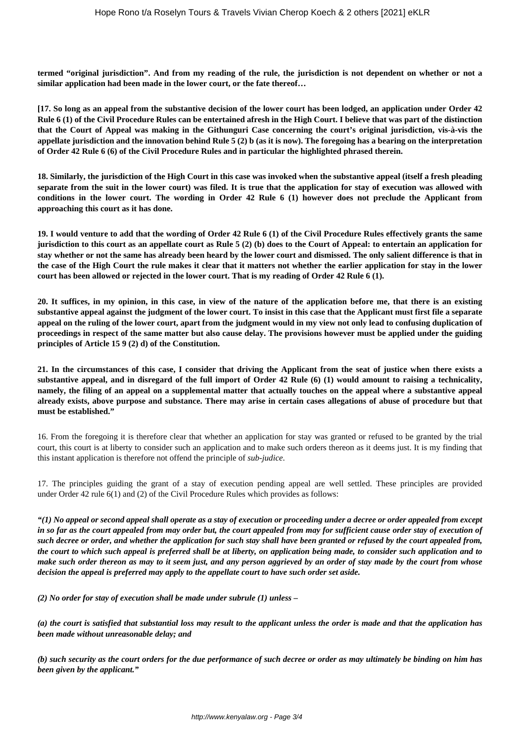**termed "original jurisdiction". And from my reading of the rule, the jurisdiction is not dependent on whether or not a similar application had been made in the lower court, or the fate thereof…**

**[17. So long as an appeal from the substantive decision of the lower court has been lodged, an application under Order 42 Rule 6 (1) of the Civil Procedure Rules can be entertained afresh in the High Court. I believe that was part of the distinction that the Court of Appeal was making in the Githunguri Case concerning the court's original jurisdiction, vis-à-vis the appellate jurisdiction and the innovation behind Rule 5 (2) b (as it is now). The foregoing has a bearing on the interpretation of Order 42 Rule 6 (6) of the Civil Procedure Rules and in particular the highlighted phrased therein.**

**18. Similarly, the jurisdiction of the High Court in this case was invoked when the substantive appeal (itself a fresh pleading separate from the suit in the lower court) was filed. It is true that the application for stay of execution was allowed with conditions in the lower court. The wording in Order 42 Rule 6 (1) however does not preclude the Applicant from approaching this court as it has done.**

**19. I would venture to add that the wording of Order 42 Rule 6 (1) of the Civil Procedure Rules effectively grants the same jurisdiction to this court as an appellate court as Rule 5 (2) (b) does to the Court of Appeal: to entertain an application for stay whether or not the same has already been heard by the lower court and dismissed. The only salient difference is that in the case of the High Court the rule makes it clear that it matters not whether the earlier application for stay in the lower court has been allowed or rejected in the lower court. That is my reading of Order 42 Rule 6 (1).**

**20. It suffices, in my opinion, in this case, in view of the nature of the application before me, that there is an existing substantive appeal against the judgment of the lower court. To insist in this case that the Applicant must first file a separate appeal on the ruling of the lower court, apart from the judgment would in my view not only lead to confusing duplication of proceedings in respect of the same matter but also cause delay. The provisions however must be applied under the guiding principles of Article 15 9 (2) d) of the Constitution.**

**21. In the circumstances of this case, I consider that driving the Applicant from the seat of justice when there exists a substantive appeal, and in disregard of the full import of Order 42 Rule (6) (1) would amount to raising a technicality, namely, the filing of an appeal on a supplemental matter that actually touches on the appeal where a substantive appeal already exists, above purpose and substance. There may arise in certain cases allegations of abuse of procedure but that must be established."**

16. From the foregoing it is therefore clear that whether an application for stay was granted or refused to be granted by the trial court, this court is at liberty to consider such an application and to make such orders thereon as it deems just. It is my finding that this instant application is therefore not offend the principle of *sub-judice*.

17. The principles guiding the grant of a stay of execution pending appeal are well settled. These principles are provided under Order 42 rule 6(1) and (2) of the Civil Procedure Rules which provides as follows:

***"(1) No appeal or second appeal shall operate as a stay of execution or proceeding under a decree or order appealed from except in so far as the court appealed from may order but, the court appealed from may for sufficient cause order stay of execution of such decree or order, and whether the application for such stay shall have been granted or refused by the court appealed from, the court to which such appeal is preferred shall be at liberty, on application being made, to consider such application and to make such order thereon as may to it seem just, and any person aggrieved by an order of stay made by the court from whose decision the appeal is preferred may apply to the appellate court to have such order set aside.***

***(2) No order for stay of execution shall be made under subrule (1) unless –***

***(a) the court is satisfied that substantial loss may result to the applicant unless the order is made and that the application has been made without unreasonable delay; and***

***(b) such security as the court orders for the due performance of such decree or order as may ultimately be binding on him has been given by the applicant."***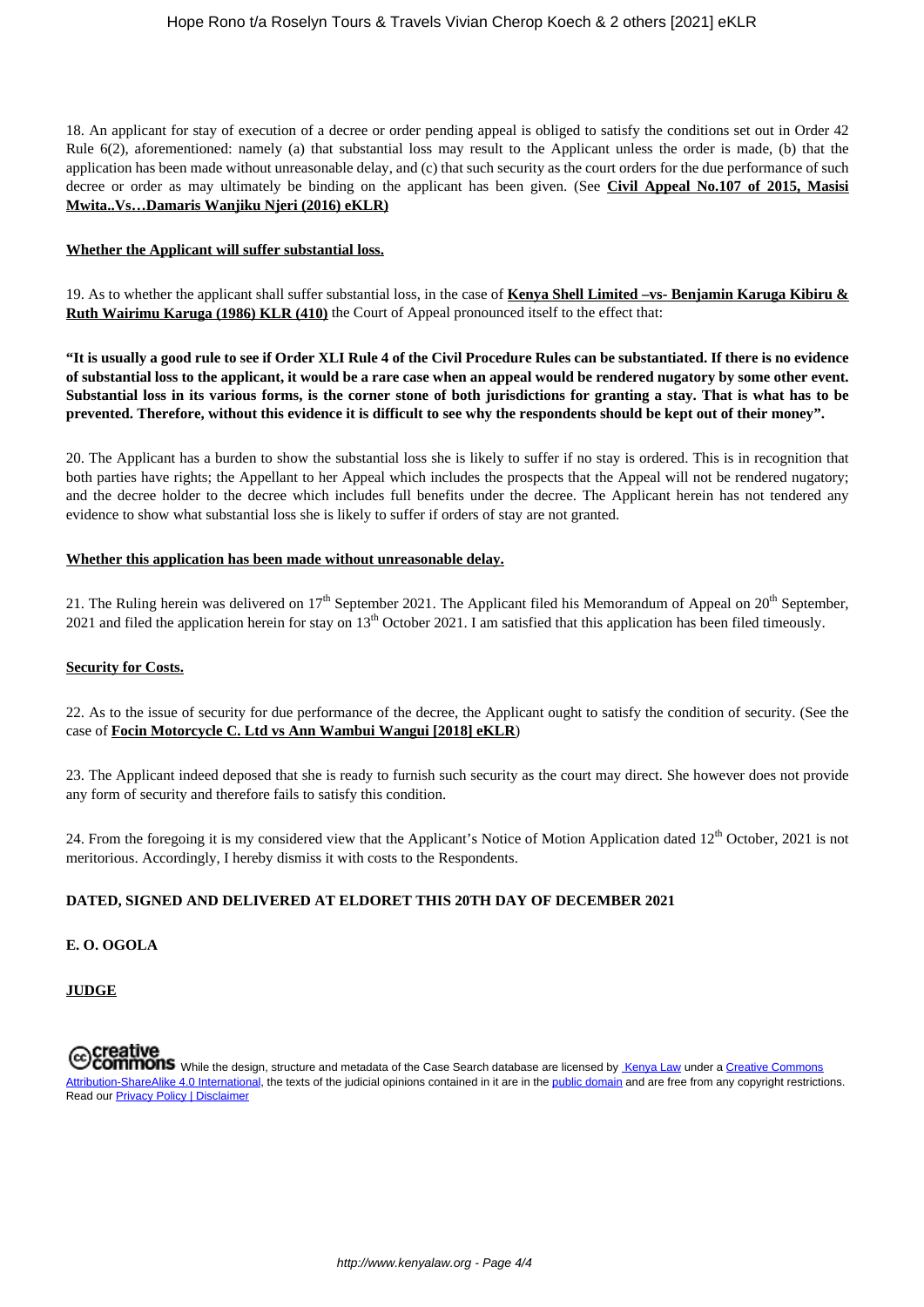18. An applicant for stay of execution of a decree or order pending appeal is obliged to satisfy the conditions set out in Order 42 Rule 6(2), aforementioned: namely (a) that substantial loss may result to the Applicant unless the order is made, (b) that the application has been made without unreasonable delay, and (c) that such security as the court orders for the due performance of such decree or order as may ultimately be binding on the applicant has been given. (See **Civil Appeal No.107 of 2015, Masisi Mwita..Vs…Damaris Wanjiku Njeri (2016) eKLR)**

**Whether the Applicant will suffer substantial loss.**

19. As to whether the applicant shall suffer substantial loss, in the case of **Kenya Shell Limited –vs- Benjamin Karuga Kibiru & Ruth Wairimu Karuga (1986) KLR (410)** the Court of Appeal pronounced itself to the effect that:

**"It is usually a good rule to see if Order XLI Rule 4 of the Civil Procedure Rules can be substantiated. If there is no evidence of substantial loss to the applicant, it would be a rare case when an appeal would be rendered nugatory by some other event. Substantial loss in its various forms, is the corner stone of both jurisdictions for granting a stay. That is what has to be prevented. Therefore, without this evidence it is difficult to see why the respondents should be kept out of their money".**

20. The Applicant has a burden to show the substantial loss she is likely to suffer if no stay is ordered. This is in recognition that both parties have rights; the Appellant to her Appeal which includes the prospects that the Appeal will not be rendered nugatory; and the decree holder to the decree which includes full benefits under the decree. The Applicant herein has not tendered any evidence to show what substantial loss she is likely to suffer if orders of stay are not granted.

**Whether this application has been made without unreasonable delay.**

21. The Ruling herein was delivered on 17th September 2021. The Applicant filed his Memorandum of Appeal on 20th September, 2021 and filed the application herein for stay on 13th October 2021. I am satisfied that this application has been filed timeously.

**Security for Costs.**

22. As to the issue of security for due performance of the decree, the Applicant ought to satisfy the condition of security. (See the case of **Focin Motorcycle C. Ltd vs Ann Wambui Wangui [2018] eKLR**)

23. The Applicant indeed deposed that she is ready to furnish such security as the court may direct. She however does not provide any form of security and therefore fails to satisfy this condition.

24. From the foregoing it is my considered view that the Applicant's Notice of Motion Application dated 12th October, 2021 is not meritorious. Accordingly, I hereby dismiss it with costs to the Respondents.

**DATED, SIGNED AND DELIVERED AT ELDORET THIS 20TH DAY OF DECEMBER 2021**

**E. O. OGOLA**

**JUDGE**

While the design, structure and metadata of the Case Search database are licensed by Kenya Law under a Creative Commons Attribution-ShareAlike 4.0 International, the texts of the judicial opinions contained in it are in the public domain and are free from any copyright restrictions. Read our Privacy Policy | Disclaimer